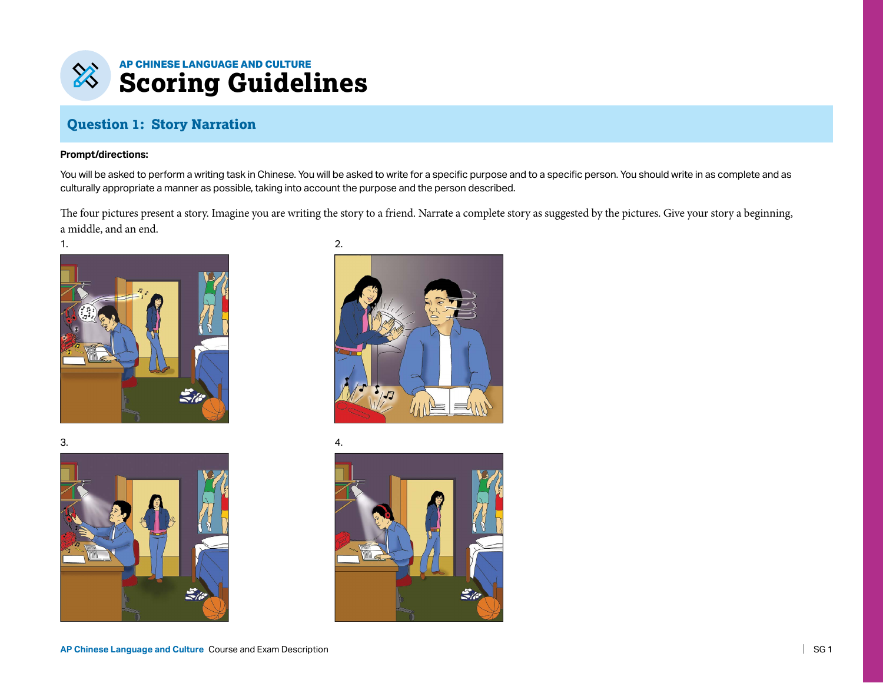AP CHINESE LANGUAGE AND CULTURE

# Scoring Guidelines

## Question 1: Story Narration

**Prompt/directions:**

You will be asked to perform a writing task in Chinese. You will be asked to write for a specific purpose and to a specific person. You should write in as complete and as culturally appropriate a manner as possible, taking into account the purpose and the person described.

The four pictures present a story. Imagine you are writing the story to a friend. Narrate a complete story as suggested by the pictures. Give your story a beginning, a middle, and an end.

1.

2.

3.

4.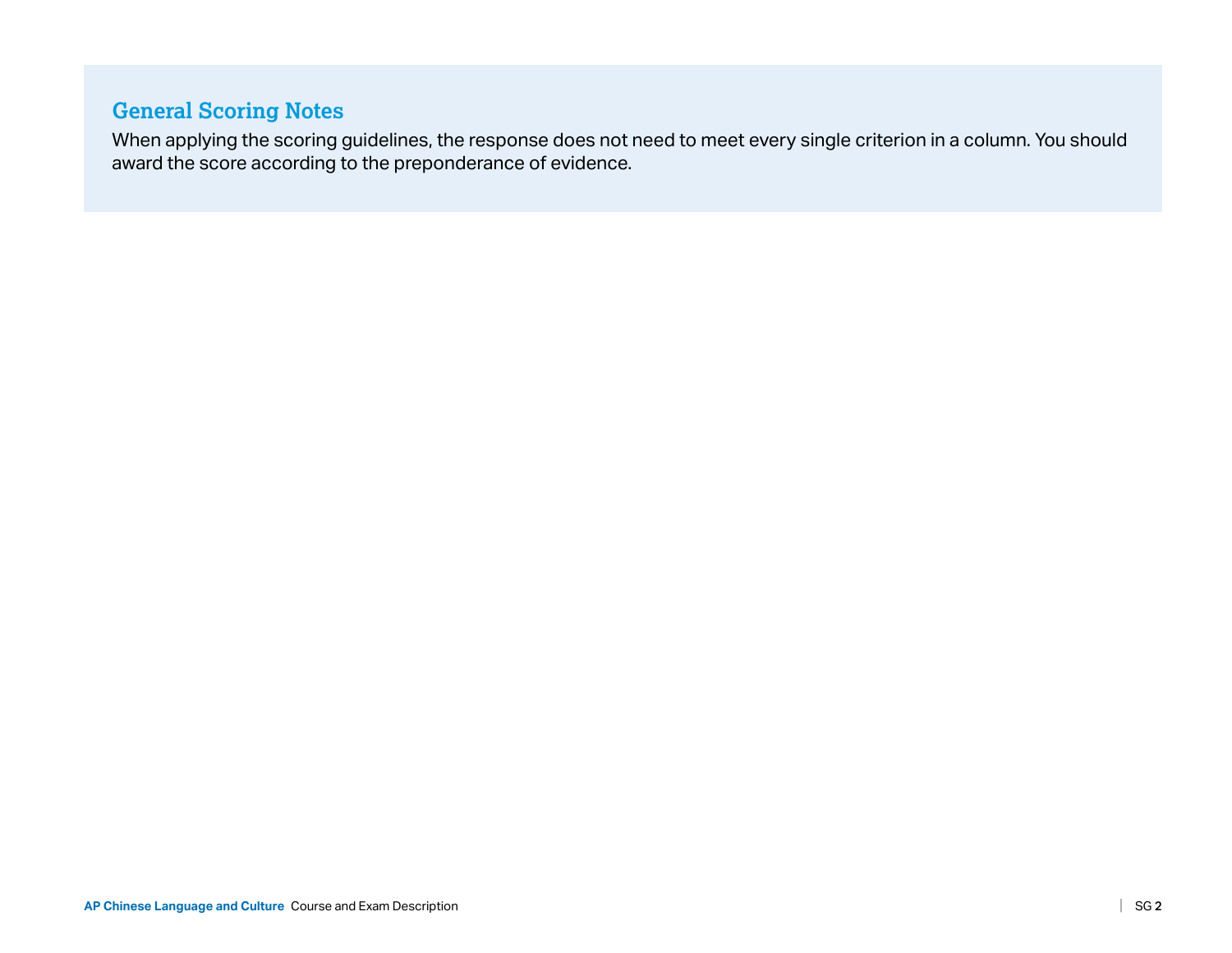## General Scoring Notes

When applying the scoring guidelines, the response does not need to meet every single criterion in a column. You should award the score according to the preponderance of evidence.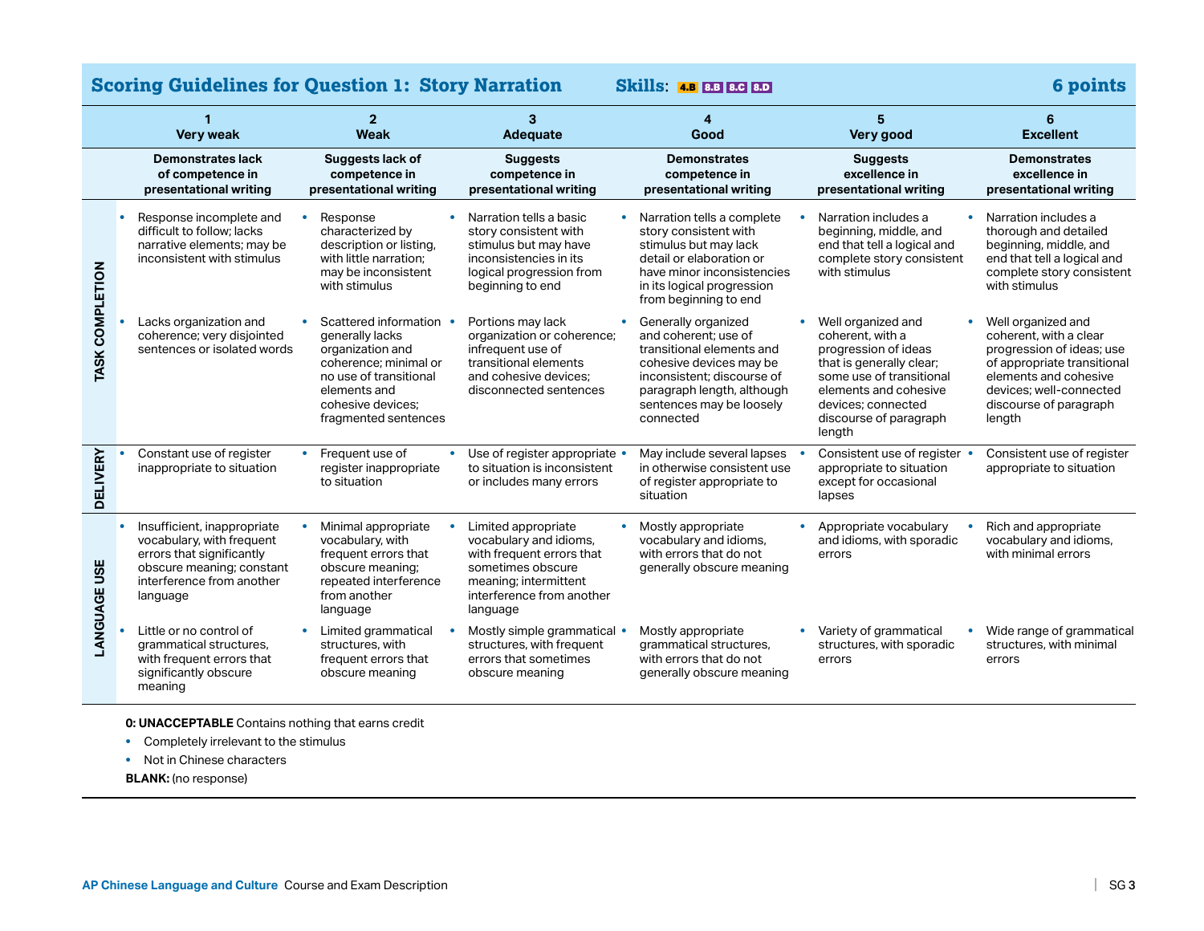## Scoring Guidelines for Question 1: Story Narration

**Skills:** 4.B 8.B 8.C 8.D

**6 points**

| | 1<br>Very weak | 2<br>Weak | 3<br>Adequate | 4<br>Good | 5<br>Very good | 6<br>Excellent |
|---|---|---|---|---|---|---|
| | **Demonstrates lack of competence in presentational writing** | **Suggests lack of competence in presentational writing** | **Suggests competence in presentational writing** | **Demonstrates competence in presentational writing** | **Suggests excellence in presentational writing** | **Demonstrates excellence in presentational writing** |
| **TASK COMPLETION** | • Response incomplete and difficult to follow; lacks narrative elements; may be inconsistent with stimulus | • Response characterized by description or listing, with little narration; may be inconsistent with stimulus | • Narration tells a basic story consistent with stimulus but may have inconsistencies in its logical progression from beginning to end | • Narration tells a complete story consistent with stimulus but may lack detail or elaboration or have minor inconsistencies in its logical progression from beginning to end | • Narration includes a beginning, middle, and end that tell a logical and complete story consistent with stimulus | • Narration includes a thorough and detailed beginning, middle, and end that tell a logical and complete story consistent with stimulus |
| | • Lacks organization and coherence; very disjointed sentences or isolated words | • Scattered information generally lacks organization and coherence; minimal or no use of transitional elements and cohesive devices; fragmented sentences | • Portions may lack organization or coherence; infrequent use of transitional elements and cohesive devices; disconnected sentences | • Generally organized and coherent; use of transitional elements and cohesive devices may be inconsistent; discourse of paragraph length, although sentences may be loosely connected | • Well organized and coherent, with a progression of ideas that is generally clear; some use of transitional elements and cohesive devices; connected discourse of paragraph length | • Well organized and coherent, with a clear progression of ideas; use of appropriate transitional elements and cohesive devices; well-connected discourse of paragraph length |
| **DELIVERY** | • Constant use of register inappropriate to situation | • Frequent use of register inappropriate to situation | • Use of register appropriate to situation is inconsistent or includes many errors | • May include several lapses in otherwise consistent use of register appropriate to situation | • Consistent use of register appropriate to situation except for occasional lapses | • Consistent use of register appropriate to situation |
| **LANGUAGE USE** | • Insufficient, inappropriate vocabulary, with frequent errors that significantly obscure meaning; constant interference from another language | • Minimal appropriate vocabulary, with frequent errors that obscure meaning; repeated interference from another language | • Limited appropriate vocabulary and idioms, with frequent errors that sometimes obscure meaning; intermittent interference from another language | • Mostly appropriate vocabulary and idioms, with errors that do not generally obscure meaning | • Appropriate vocabulary and idioms, with sporadic errors | • Rich and appropriate vocabulary and idioms, with minimal errors |
| | • Little or no control of grammatical structures, with frequent errors that significantly obscure meaning | • Limited grammatical structures, with frequent errors that obscure meaning | • Mostly simple grammatical structures, with frequent errors that sometimes obscure meaning | • Mostly appropriate grammatical structures, with errors that do not generally obscure meaning | • Variety of grammatical structures, with sporadic errors | • Wide range of grammatical structures, with minimal errors |

**0: UNACCEPTABLE** Contains nothing that earns credit

- Completely irrelevant to the stimulus
- Not in Chinese characters

**BLANK:** (no response)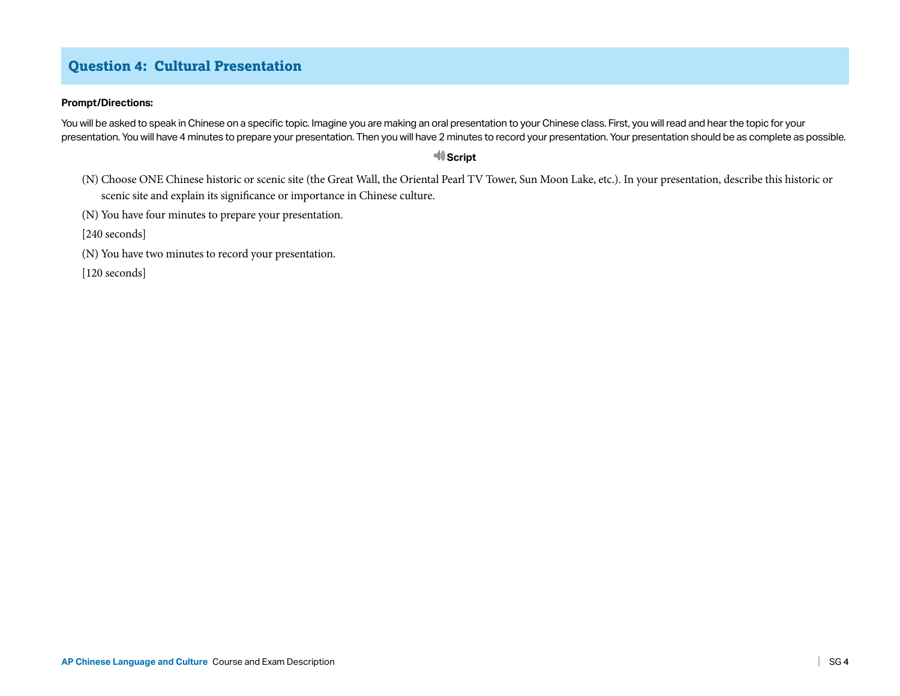## Question 4: Cultural Presentation

**Prompt/Directions:**

You will be asked to speak in Chinese on a specific topic. Imagine you are making an oral presentation to your Chinese class. First, you will read and hear the topic for your presentation. You will have 4 minutes to prepare your presentation. Then you will have 2 minutes to record your presentation. Your presentation should be as complete as possible.

**Script**

(N) Choose ONE Chinese historic or scenic site (the Great Wall, the Oriental Pearl TV Tower, Sun Moon Lake, etc.). In your presentation, describe this historic or scenic site and explain its significance or importance in Chinese culture.

(N) You have four minutes to prepare your presentation.

[240 seconds]

(N) You have two minutes to record your presentation.

[120 seconds]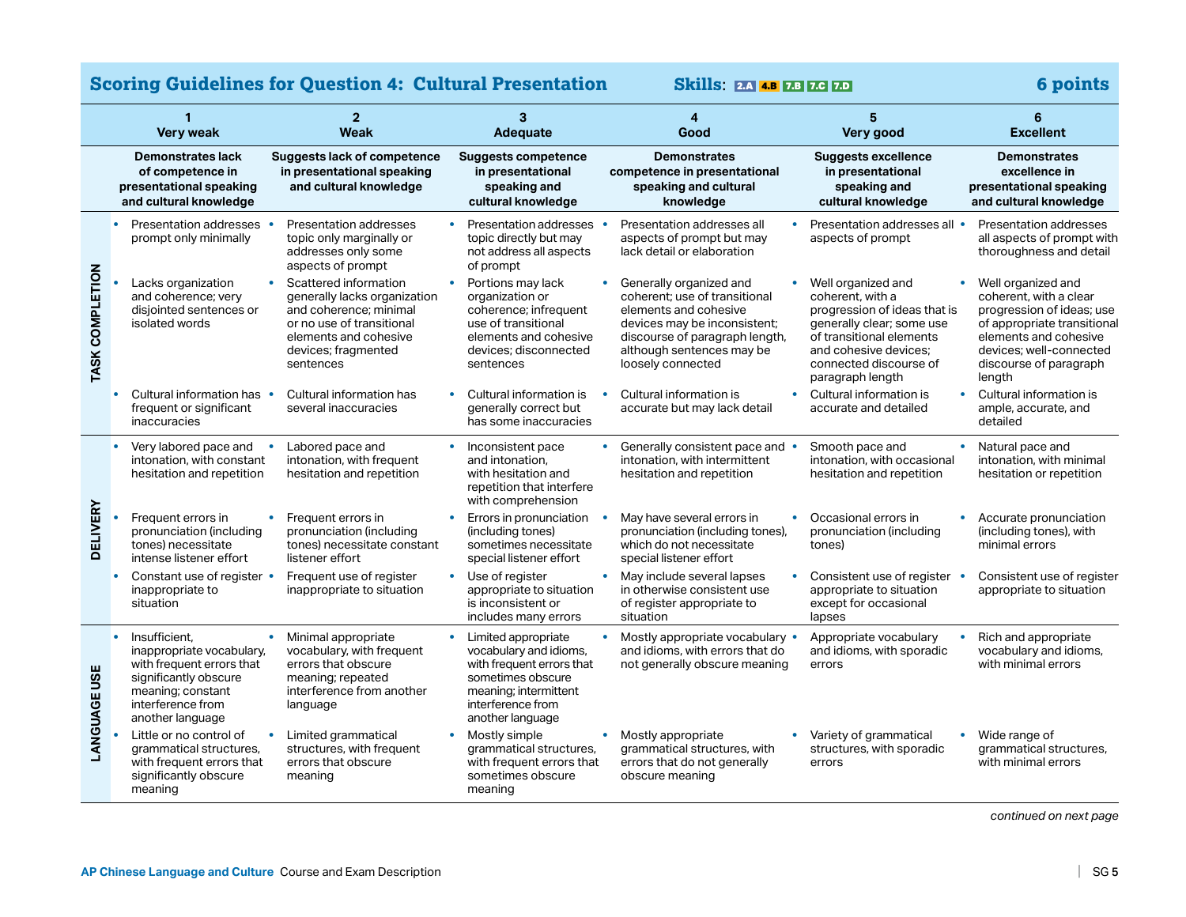## Scoring Guidelines for Question 4: Cultural Presentation

**Skills:** 2.A 4.B 7.B 7.C 7.D

**6 points**

| | 1 Very weak | 2 Weak | 3 Adequate | 4 Good | 5 Very good | 6 Excellent |
|---|---|---|---|---|---|---|
| | **Demonstrates lack of competence in presentational speaking and cultural knowledge** | **Suggests lack of competence in presentational speaking and cultural knowledge** | **Suggests competence in presentational speaking and cultural knowledge** | **Demonstrates competence in presentational speaking and cultural knowledge** | **Suggests excellence in presentational speaking and cultural knowledge** | **Demonstrates excellence in presentational speaking and cultural knowledge** |
| **TASK COMPLETION** | • Presentation addresses prompt only minimally | • Presentation addresses topic only marginally or addresses only some aspects of prompt | • Presentation addresses topic directly but may not address all aspects of prompt | • Presentation addresses all aspects of prompt but may lack detail or elaboration | • Presentation addresses all aspects of prompt | • Presentation addresses all aspects of prompt with thoroughness and detail |
| | • Lacks organization and coherence; very disjointed sentences or isolated words | • Scattered information generally lacks organization and coherence; minimal or no use of transitional elements and cohesive devices; fragmented sentences | • Portions may lack organization or coherence; infrequent use of transitional elements and cohesive devices; disconnected sentences | • Generally organized and coherent; use of transitional elements and cohesive devices may be inconsistent; discourse of paragraph length, although sentences may be loosely connected | • Well organized and coherent, with a progression of ideas that is generally clear; some use of transitional elements and cohesive devices; connected discourse of paragraph length | • Well organized and coherent, with a clear progression of ideas; use of appropriate transitional elements and cohesive devices; well-connected discourse of paragraph length |
| | • Cultural information has frequent or significant inaccuracies | • Cultural information has several inaccuracies | • Cultural information is generally correct but has some inaccuracies | • Cultural information is accurate but may lack detail | • Cultural information is accurate and detailed | • Cultural information is ample, accurate, and detailed |
| **DELIVERY** | • Very labored pace and intonation, with constant hesitation and repetition | • Labored pace and intonation, with frequent hesitation and repetition | • Inconsistent pace and intonation, with hesitation and repetition that interfere with comprehension | • Generally consistent pace and intonation, with intermittent hesitation and repetition | • Smooth pace and intonation, with occasional hesitation and repetition | • Natural pace and intonation, with minimal hesitation or repetition |
| | • Frequent errors in pronunciation (including tones) necessitate intense listener effort | • Frequent errors in pronunciation (including tones) necessitate constant listener effort | • Errors in pronunciation (including tones) sometimes necessitate special listener effort | • May have several errors in pronunciation (including tones), which do not necessitate special listener effort | • Occasional errors in pronunciation (including tones) | • Accurate pronunciation (including tones), with minimal errors |
| | • Constant use of register inappropriate to situation | • Frequent use of register inappropriate to situation | • Use of register appropriate to situation is inconsistent or includes many errors | • May include several lapses in otherwise consistent use of register appropriate to situation | • Consistent use of register appropriate to situation except for occasional lapses | • Consistent use of register appropriate to situation |
| **LANGUAGE USE** | • Insufficient, inappropriate vocabulary, with frequent errors that significantly obscure meaning; constant interference from another language | • Minimal appropriate vocabulary, with frequent errors that obscure meaning; repeated interference from another language | • Limited appropriate vocabulary and idioms, with frequent errors that sometimes obscure meaning; intermittent interference from another language | • Mostly appropriate vocabulary and idioms, with errors that do not generally obscure meaning | • Appropriate vocabulary and idioms, with sporadic errors | • Rich and appropriate vocabulary and idioms, with minimal errors |
| | • Little or no control of grammatical structures, with frequent errors that significantly obscure meaning | • Limited grammatical structures, with frequent errors that obscure meaning | • Mostly simple grammatical structures, with frequent errors that sometimes obscure meaning | • Mostly appropriate grammatical structures, with errors that do not generally obscure meaning | • Variety of grammatical structures, with sporadic errors | • Wide range of grammatical structures, with minimal errors |

*continued on next page*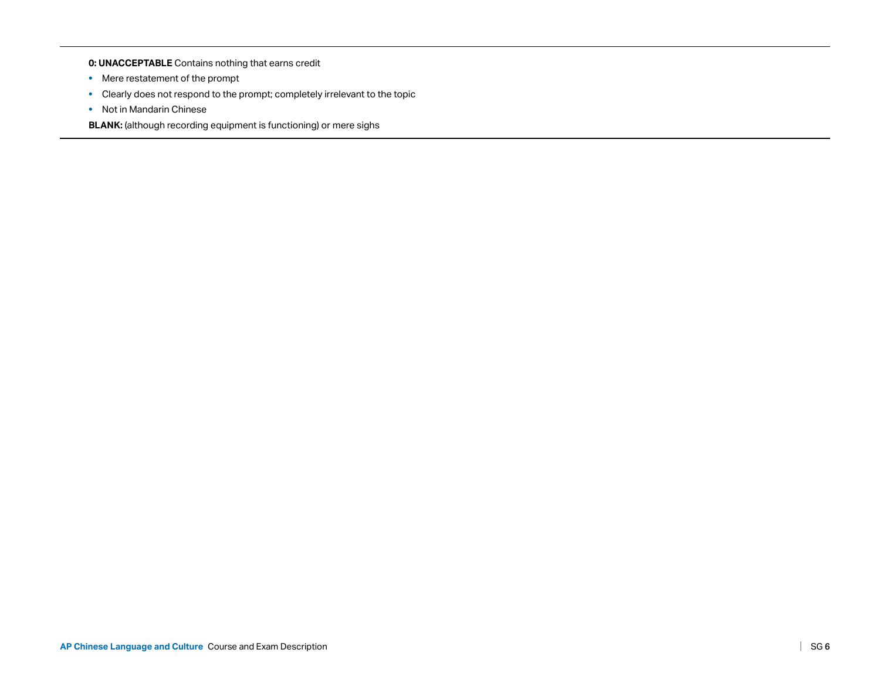**0: UNACCEPTABLE** Contains nothing that earns credit

- Mere restatement of the prompt
- Clearly does not respond to the prompt; completely irrelevant to the topic
- Not in Mandarin Chinese

**BLANK:** (although recording equipment is functioning) or mere sighs